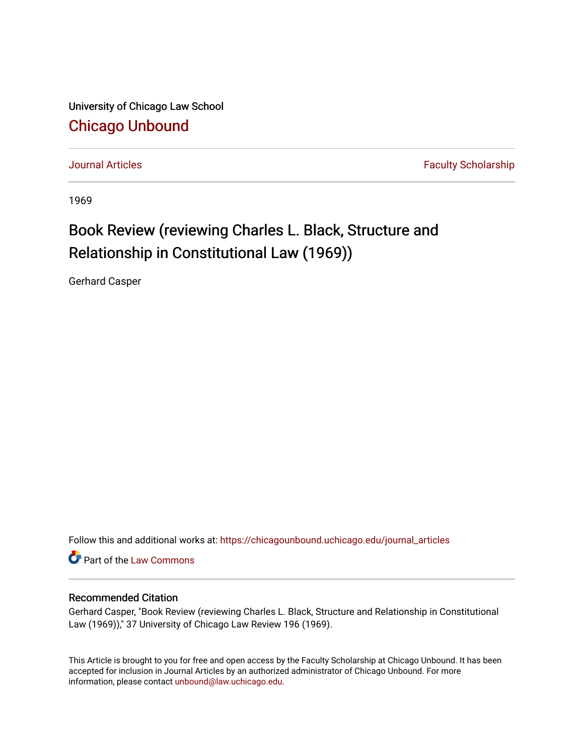University of Chicago Law School

# Chicago Unbound

Journal Articles | Faculty Scholarship

1969

# Book Review (reviewing Charles L. Black, Structure and Relationship in Constitutional Law (1969))

Gerhard Casper

Follow this and additional works at: https://chicagounbound.uchicago.edu/journal_articles

Part of the Law Commons

### Recommended Citation

Gerhard Casper, "Book Review (reviewing Charles L. Black, Structure and Relationship in Constitutional Law (1969))," 37 University of Chicago Law Review 196 (1969).

This Article is brought to you for free and open access by the Faculty Scholarship at Chicago Unbound. It has been accepted for inclusion in Journal Articles by an authorized administrator of Chicago Unbound. For more information, please contact unbound@law.uchicago.edu.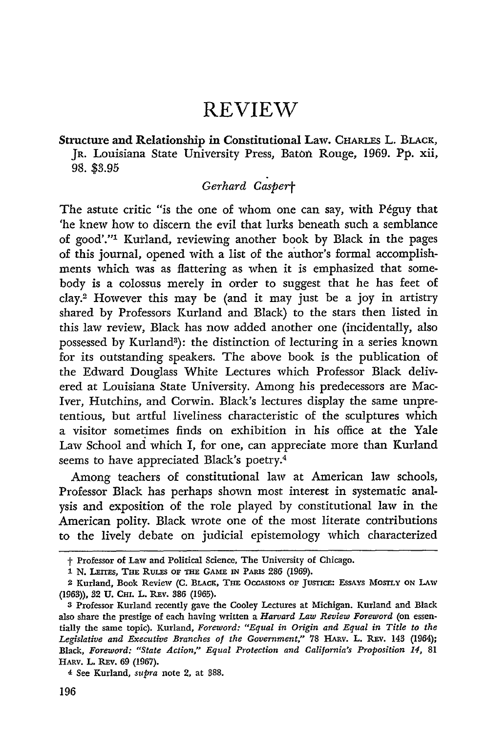# REVIEW

**Structure and Relationship in Constitutional Law.** CHARLES L. BLACK, JR. Louisiana State University Press, Baton Rouge, 1969. Pp. xii, 98. $3.95

*Gerhard Casper*†

The astute critic "is the one of whom one can say, with Péguy that 'he knew how to discern the evil that lurks beneath such a semblance of good'."[1] Kurland, reviewing another book by Black in the pages of this journal, opened with a list of the author's formal accomplishments which was as flattering as when it is emphasized that somebody is a colossus merely in order to suggest that he has feet of clay.[2] However this may be (and it may just be a joy in artistry shared by Professors Kurland and Black) to the stars then listed in this law review, Black has now added another one (incidentally, also possessed by Kurland[3]): the distinction of lecturing in a series known for its outstanding speakers. The above book is the publication of the Edward Douglass White Lectures which Professor Black delivered at Louisiana State University. Among his predecessors are MacIver, Hutchins, and Corwin. Black's lectures display the same unpretentious, but artful liveliness characteristic of the sculptures which a visitor sometimes finds on exhibition in his office at the Yale Law School and which I, for one, can appreciate more than Kurland seems to have appreciated Black's poetry.[4]

Among teachers of constitutional law at American law schools, Professor Black has perhaps shown most interest in systematic analysis and exposition of the role played by constitutional law in the American polity. Black wrote one of the most literate contributions to the lively debate on judicial epistemology which characterized

---

† Professor of Law and Political Science, The University of Chicago.

1 N. LEITES, THE RULES OF THE GAME IN PARIS 286 (1969).

2 Kurland, Book Review (C. BLACK, THE OCCASIONS OF JUSTICE: ESSAYS MOSTLY ON LAW (1963)), 32 U. CHI. L. REV. 386 (1965).

3 Professor Kurland recently gave the Cooley Lectures at Michigan. Kurland and Black also share the prestige of each having written a *Harvard Law Review Foreword* (on essentially the same topic). Kurland, *Foreword: "Equal in Origin and Equal in Title to the Legislative and Executive Branches of the Government,"* 78 HARV. L. REV. 143 (1964); Black, *Foreword: "State Action," Equal Protection and California's Proposition 14,* 81 HARV. L. REV. 69 (1967).

4 See Kurland, *supra* note 2, at 388.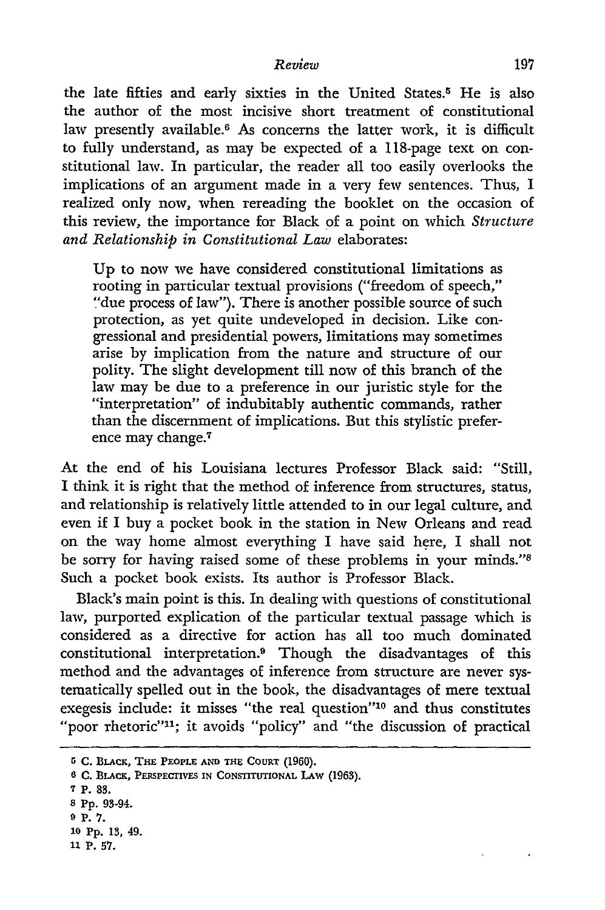the late fifties and early sixties in the United States.[5] He is also the author of the most incisive short treatment of constitutional law presently available.[6] As concerns the latter work, it is difficult to fully understand, as may be expected of a 118-page text on constitutional law. In particular, the reader all too easily overlooks the implications of an argument made in a very few sentences. Thus, I realized only now, when rereading the booklet on the occasion of this review, the importance for Black of a point on which *Structure and Relationship in Constitutional Law* elaborates:

> Up to now we have considered constitutional limitations as rooting in particular textual provisions ("freedom of speech," "due process of law"). There is another possible source of such protection, as yet quite undeveloped in decision. Like congressional and presidential powers, limitations may sometimes arise by implication from the nature and structure of our polity. The slight development till now of this branch of the law may be due to a preference in our juristic style for the "interpretation" of indubitably authentic commands, rather than the discernment of implications. But this stylistic preference may change.[7]

At the end of his Louisiana lectures Professor Black said: "Still, I think it is right that the method of inference from structures, status, and relationship is relatively little attended to in our legal culture, and even if I buy a pocket book in the station in New Orleans and read on the way home almost everything I have said here, I shall not be sorry for having raised some of these problems in your minds."[8] Such a pocket book exists. Its author is Professor Black.

Black's main point is this. In dealing with questions of constitutional law, purported explication of the particular textual passage which is considered as a directive for action has all too much dominated constitutional interpretation.[9] Though the disadvantages of this method and the advantages of inference from structure are never systematically spelled out in the book, the disadvantages of mere textual exegesis include: it misses "the real question"[10] and thus constitutes "poor rhetoric"[11]; it avoids "policy" and "the discussion of practical

---

[5] C. BLACK, THE PEOPLE AND THE COURT (1960).

[6] C. BLACK, PERSPECTIVES IN CONSTITUTIONAL LAW (1963).

[7] P. 33.

[8] Pp. 93-94.

[9] P. 7.

[10] Pp. 13, 49.

[11] P. 57.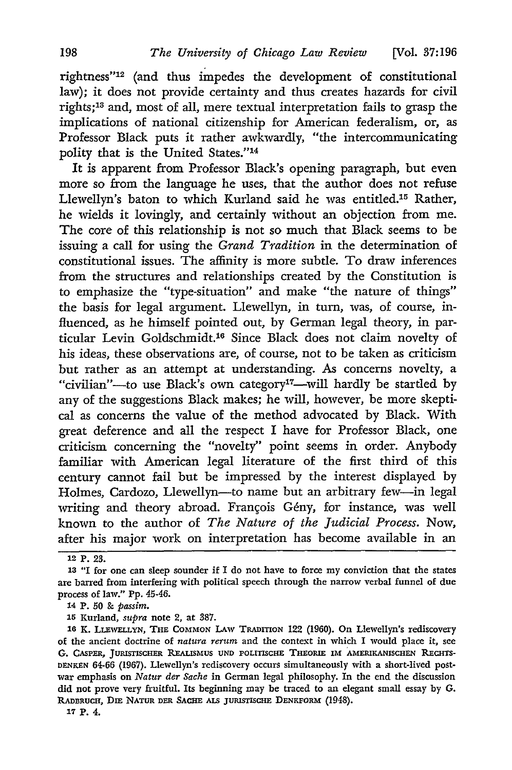rightness"[12] (and thus impedes the development of constitutional law); it does not provide certainty and thus creates hazards for civil rights;[13] and, most of all, mere textual interpretation fails to grasp the implications of national citizenship for American federalism, or, as Professor Black puts it rather awkwardly, "the intercommunicating polity that is the United States."[14]

It is apparent from Professor Black's opening paragraph, but even more so from the language he uses, that the author does not refuse Llewellyn's baton to which Kurland said he was entitled.[15] Rather, he wields it lovingly, and certainly without an objection from me. The core of this relationship is not so much that Black seems to be issuing a call for using the *Grand Tradition* in the determination of constitutional issues. The affinity is more subtle. To draw inferences from the structures and relationships created by the Constitution is to emphasize the "type-situation" and make "the nature of things" the basis for legal argument. Llewellyn, in turn, was, of course, influenced, as he himself pointed out, by German legal theory, in particular Levin Goldschmidt.[16] Since Black does not claim novelty of his ideas, these observations are, of course, not to be taken as criticism but rather as an attempt at understanding. As concerns novelty, a "civilian"—to use Black's own category[17]—will hardly be startled by any of the suggestions Black makes; he will, however, be more skeptical as concerns the value of the method advocated by Black. With great deference and all the respect I have for Professor Black, one criticism concerning the "novelty" point seems in order. Anybody familiar with American legal literature of the first third of this century cannot fail but be impressed by the interest displayed by Holmes, Cardozo, Llewellyn—to name but an arbitrary few—in legal writing and theory abroad. François Gény, for instance, was well known to the author of *The Nature of the Judicial Process*. Now, after his major work on interpretation has become available in an

---

12 P. 23.

13 "I for one can sleep sounder if I do not have to force my conviction that the states are barred from interfering with political speech through the narrow verbal funnel of due process of law." Pp. 45-46.

14 P. 50 & *passim*.

15 Kurland, *supra* note 2, at 387.

16 K. LLEWELLYN, THE COMMON LAW TRADITION 122 (1960). On Llewellyn's rediscovery of the ancient doctrine of *natura rerum* and the context in which I would place it, see G. CASPER, JURISTISCHER REALISMUS UND POLITISCHE THEORIE IM AMERIKANISCHEN RECHTSDENKEN 64-66 (1967). Llewellyn's rediscovery occurs simultaneously with a short-lived postwar emphasis on *Natur der Sache* in German legal philosophy. In the end the discussion did not prove very fruitful. Its beginning may be traced to an elegant small essay by G. RADBRUCH, DIE NATUR DER SACHE ALS JURISTISCHE DENKFORM (1948).

17 P. 4.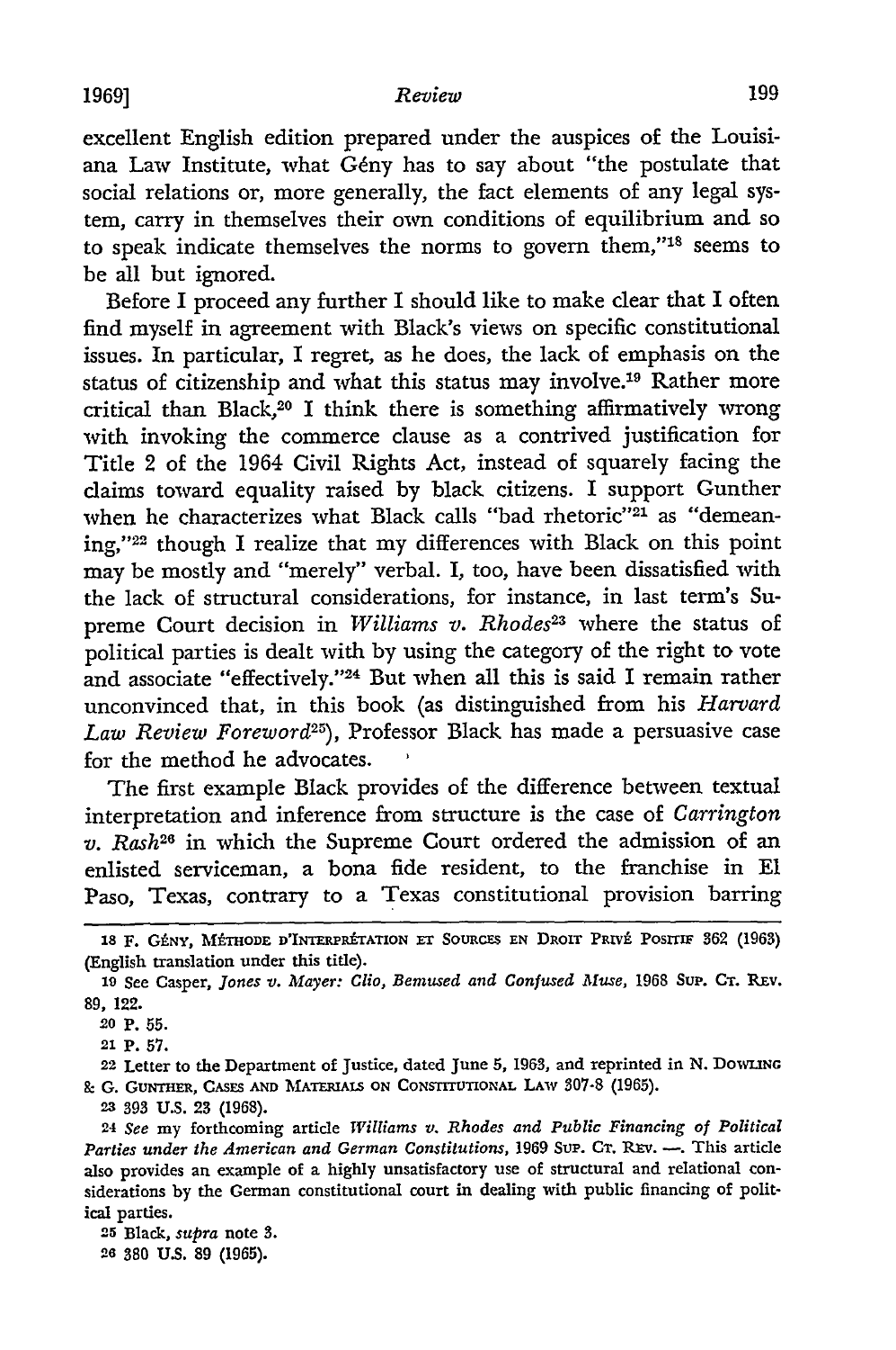excellent English edition prepared under the auspices of the Louisiana Law Institute, what Gény has to say about "the postulate that social relations or, more generally, the fact elements of any legal system, carry in themselves their own conditions of equilibrium and so to speak indicate themselves the norms to govern them,"[18] seems to be all but ignored.

Before I proceed any further I should like to make clear that I often find myself in agreement with Black's views on specific constitutional issues. In particular, I regret, as he does, the lack of emphasis on the status of citizenship and what this status may involve.[19] Rather more critical than Black,[20] I think there is something affirmatively wrong with invoking the commerce clause as a contrived justification for Title 2 of the 1964 Civil Rights Act, instead of squarely facing the claims toward equality raised by black citizens. I support Gunther when he characterizes what Black calls "bad rhetoric"[21] as "demeaning,"[22] though I realize that my differences with Black on this point may be mostly and "merely" verbal. I, too, have been dissatisfied with the lack of structural considerations, for instance, in last term's Supreme Court decision in *Williams v. Rhodes*[23] where the status of political parties is dealt with by using the category of the right to vote and associate "effectively."[24] But when all this is said I remain rather unconvinced that, in this book (as distinguished from his *Harvard Law Review Foreword*[25]), Professor Black has made a persuasive case for the method he advocates.

The first example Black provides of the difference between textual interpretation and inference from structure is the case of *Carrington v. Rash*[26] in which the Supreme Court ordered the admission of an enlisted serviceman, a bona fide resident, to the franchise in El Paso, Texas, contrary to a Texas constitutional provision barring

---

18 F. GÉNY, MÉTHODE D'INTERPRÉTATION ET SOURCES EN DROIT PRIVÉ POSITIF 362 (1963) (English translation under this title).

19 See Casper, *Jones v. Mayer: Clio, Bemused and Confused Muse*, 1968 SUP. CT. REV. 89, 122.

20 P. 55.

21 P. 57.

22 Letter to the Department of Justice, dated June 5, 1963, and reprinted in N. DOWLING & G. GUNTHER, CASES AND MATERIALS ON CONSTITUTIONAL LAW 307-8 (1965).

23 393 U.S. 23 (1968).

24 *See* my forthcoming article *Williams v. Rhodes and Public Financing of Political Parties under the American and German Constitutions*, 1969 SUP. CT. REV. —. This article also provides an example of a highly unsatisfactory use of structural and relational considerations by the German constitutional court in dealing with public financing of political parties.

25 Black, *supra* note 3.

26 380 U.S. 89 (1965).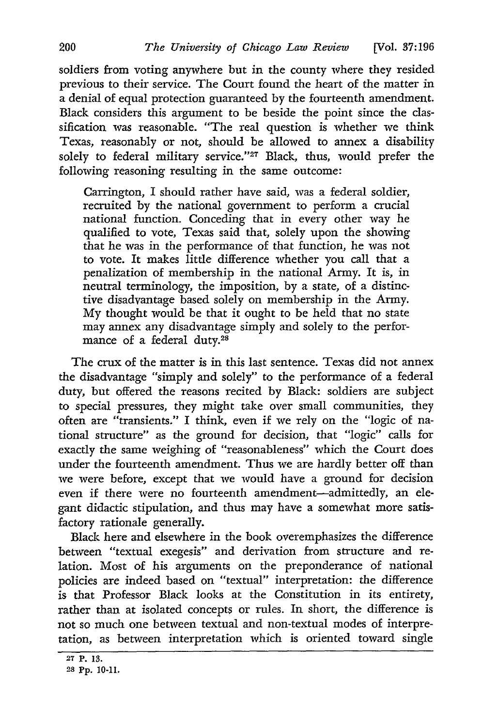soldiers from voting anywhere but in the county where they resided previous to their service. The Court found the heart of the matter in a denial of equal protection guaranteed by the fourteenth amendment. Black considers this argument to be beside the point since the classification was reasonable. "The real question is whether we think Texas, reasonably or not, should be allowed to annex a disability solely to federal military service."[27] Black, thus, would prefer the following reasoning resulting in the same outcome:

> Carrington, I should rather have said, was a federal soldier, recruited by the national government to perform a crucial national function. Conceding that in every other way he qualified to vote, Texas said that, solely upon the showing that he was in the performance of that function, he was not to vote. It makes little difference whether you call that a penalization of membership in the national Army. It is, in neutral terminology, the imposition, by a state, of a distinctive disadvantage based solely on membership in the Army. My thought would be that it ought to be held that no state may annex any disadvantage simply and solely to the performance of a federal duty.[28]

The crux of the matter is in this last sentence. Texas did not annex the disadvantage "simply and solely" to the performance of a federal duty, but offered the reasons recited by Black: soldiers are subject to special pressures, they might take over small communities, they often are "transients." I think, even if we rely on the "logic of national structure" as the ground for decision, that "logic" calls for exactly the same weighing of "reasonableness" which the Court does under the fourteenth amendment. Thus we are hardly better off than we were before, except that we would have a ground for decision even if there were no fourteenth amendment—admittedly, an elegant didactic stipulation, and thus may have a somewhat more satisfactory rationale generally.

Black here and elsewhere in the book overemphasizes the difference between "textual exegesis" and derivation from structure and relation. Most of his arguments on the preponderance of national policies are indeed based on "textual" interpretation: the difference is that Professor Black looks at the Constitution in its entirety, rather than at isolated concepts or rules. In short, the difference is not so much one between textual and non-textual modes of interpretation, as between interpretation which is oriented toward single

---

[27] P. 13.

[28] Pp. 10-11.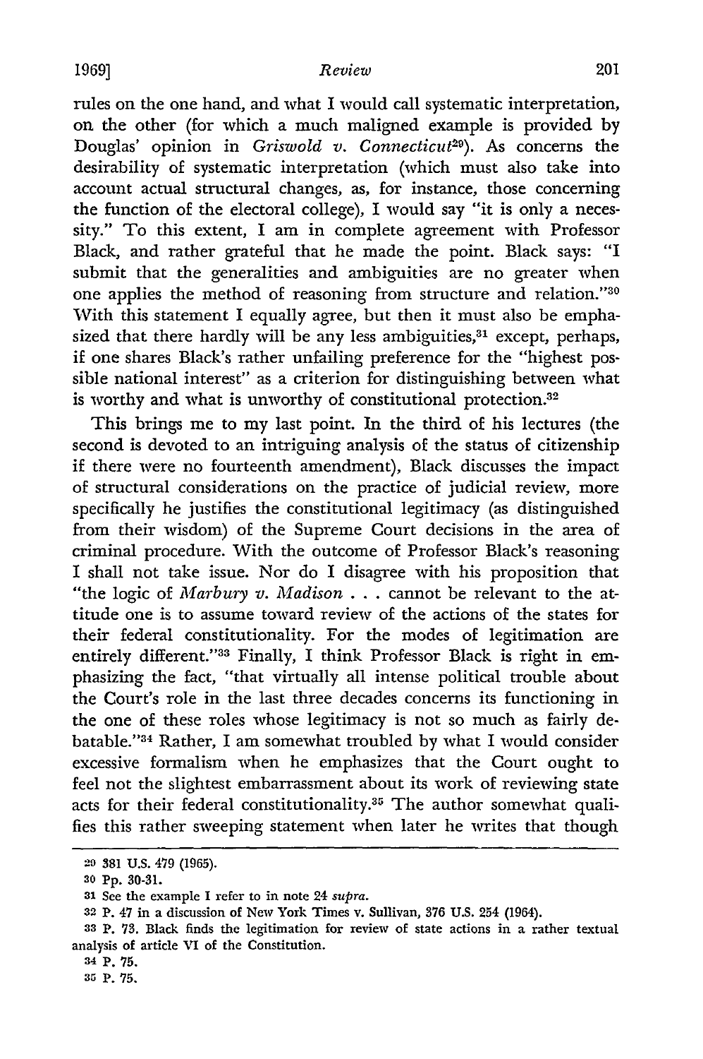rules on the one hand, and what I would call systematic interpretation, on the other (for which a much maligned example is provided by Douglas' opinion in *Griswold v. Connecticut*[29]). As concerns the desirability of systematic interpretation (which must also take into account actual structural changes, as, for instance, those concerning the function of the electoral college), I would say "it is only a necessity." To this extent, I am in complete agreement with Professor Black, and rather grateful that he made the point. Black says: "I submit that the generalities and ambiguities are no greater when one applies the method of reasoning from structure and relation."[30] With this statement I equally agree, but then it must also be emphasized that there hardly will be any less ambiguities,[31] except, perhaps, if one shares Black's rather unfailing preference for the "highest possible national interest" as a criterion for distinguishing between what is worthy and what is unworthy of constitutional protection.[32]

This brings me to my last point. In the third of his lectures (the second is devoted to an intriguing analysis of the status of citizenship if there were no fourteenth amendment), Black discusses the impact of structural considerations on the practice of judicial review, more specifically he justifies the constitutional legitimacy (as distinguished from their wisdom) of the Supreme Court decisions in the area of criminal procedure. With the outcome of Professor Black's reasoning I shall not take issue. Nor do I disagree with his proposition that "the logic of *Marbury v. Madison* . . . cannot be relevant to the attitude one is to assume toward review of the actions of the states for their federal constitutionality. For the modes of legitimation are entirely different."[33] Finally, I think Professor Black is right in emphasizing the fact, "that virtually all intense political trouble about the Court's role in the last three decades concerns its functioning in the one of these roles whose legitimacy is not so much as fairly debatable."[34] Rather, I am somewhat troubled by what I would consider excessive formalism when he emphasizes that the Court ought to feel not the slightest embarrassment about its work of reviewing state acts for their federal constitutionality.[35] The author somewhat qualifies this rather sweeping statement when later he writes that though

---

29 381 U.S. 479 (1965).

30 Pp. 30-31.

31 See the example I refer to in note 24 *supra*.

32 P. 47 in a discussion of New York Times v. Sullivan, 376 U.S. 254 (1964).

33 P. 73. Black finds the legitimation for review of state actions in a rather textual analysis of article VI of the Constitution.

34 P. 75.

35 P. 75.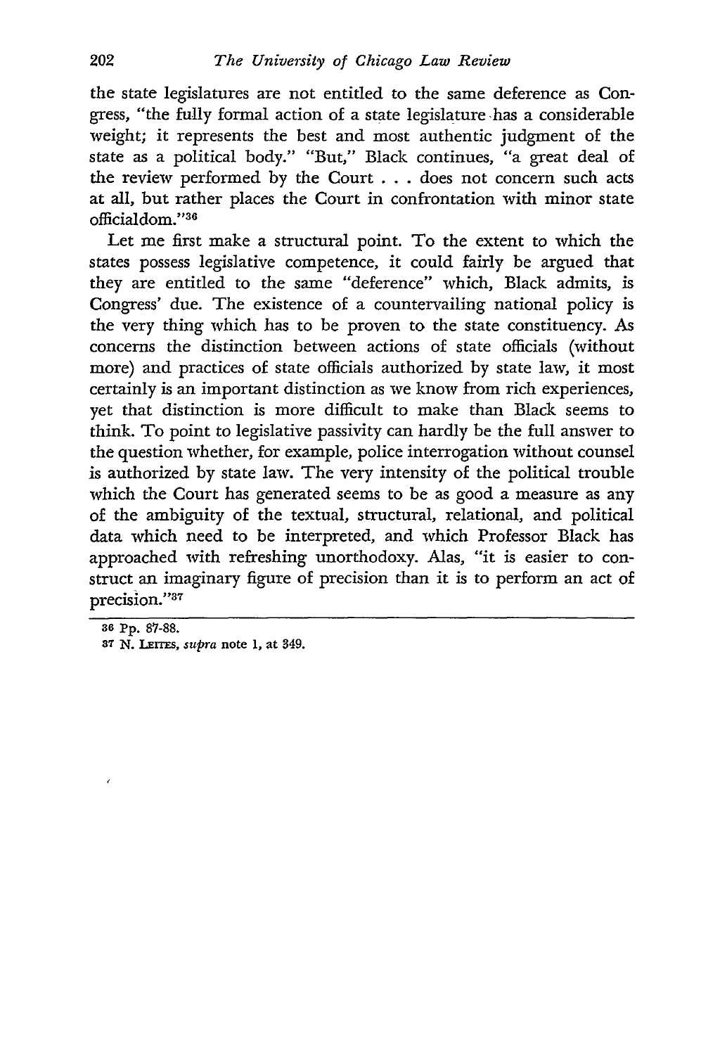the state legislatures are not entitled to the same deference as Congress, "the fully formal action of a state legislature has a considerable weight; it represents the best and most authentic judgment of the state as a political body." "But," Black continues, "a great deal of the review performed by the Court . . . does not concern such acts at all, but rather places the Court in confrontation with minor state officialdom."[36]

Let me first make a structural point. To the extent to which the states possess legislative competence, it could fairly be argued that they are entitled to the same "deference" which, Black admits, is Congress' due. The existence of a countervailing national policy is the very thing which has to be proven to the state constituency. As concerns the distinction between actions of state officials (without more) and practices of state officials authorized by state law, it most certainly is an important distinction as we know from rich experiences, yet that distinction is more difficult to make than Black seems to think. To point to legislative passivity can hardly be the full answer to the question whether, for example, police interrogation without counsel is authorized by state law. The very intensity of the political trouble which the Court has generated seems to be as good a measure as any of the ambiguity of the textual, structural, relational, and political data which need to be interpreted, and which Professor Black has approached with refreshing unorthodoxy. Alas, "it is easier to construct an imaginary figure of precision than it is to perform an act of precision."[37]

---

[36] Pp. 87-88.

[37] N. Leites, *supra* note 1, at 349.